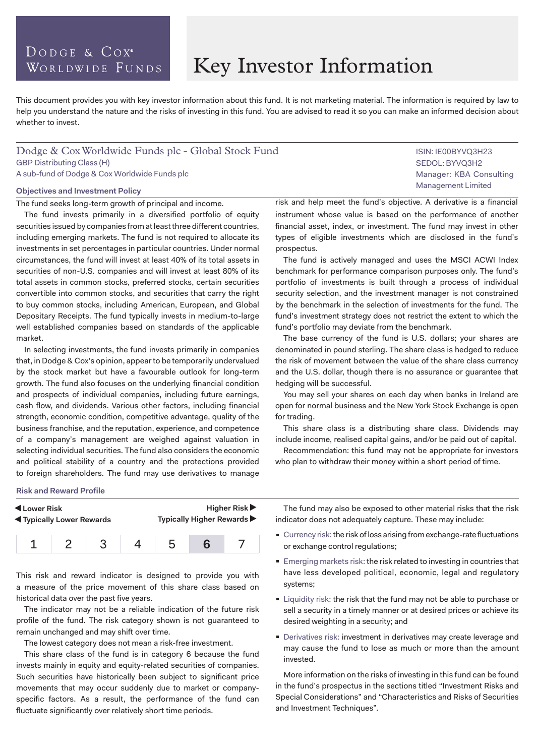Dodge & Cox® Worldwide Funds

# Key Investor Information

This document provides you with key investor information about this fund. It is not marketing material. The information is required by law to help you understand the nature and the risks of investing in this fund. You are advised to read it so you can make an informed decision about whether to invest.

## Dodge & Cox Worldwide Funds plc - Global Stock Fund

GBP Distributing Class (H)
A sub-fund of Dodge & Cox Worldwide Funds plc

ISIN: IE00BYVQ3H23
SEDOL: BYVQ3H2
Manager: KBA Consulting Management Limited

### Objectives and Investment Policy

The fund seeks long-term growth of principal and income.

The fund invests primarily in a diversified portfolio of equity securities issued by companies from at least three different countries, including emerging markets. The fund is not required to allocate its investments in set percentages in particular countries. Under normal circumstances, the fund will invest at least 40% of its total assets in securities of non-U.S. companies and will invest at least 80% of its total assets in common stocks, preferred stocks, certain securities convertible into common stocks, and securities that carry the right to buy common stocks, including American, European, and Global Depositary Receipts. The fund typically invests in medium-to-large well established companies based on standards of the applicable market.

In selecting investments, the fund invests primarily in companies that, in Dodge & Cox's opinion, appear to be temporarily undervalued by the stock market but have a favourable outlook for long-term growth. The fund also focuses on the underlying financial condition and prospects of individual companies, including future earnings, cash flow, and dividends. Various other factors, including financial strength, economic condition, competitive advantage, quality of the business franchise, and the reputation, experience, and competence of a company's management are weighed against valuation in selecting individual securities. The fund also considers the economic and political stability of a country and the protections provided to foreign shareholders. The fund may use derivatives to manage risk and help meet the fund's objective. A derivative is a financial instrument whose value is based on the performance of another financial asset, index, or investment. The fund may invest in other types of eligible investments which are disclosed in the fund's prospectus.

The fund is actively managed and uses the MSCI ACWI Index benchmark for performance comparison purposes only. The fund's portfolio of investments is built through a process of individual security selection, and the investment manager is not constrained by the benchmark in the selection of investments for the fund. The fund's investment strategy does not restrict the extent to which the fund's portfolio may deviate from the benchmark.

The base currency of the fund is U.S. dollars; your shares are denominated in pound sterling. The share class is hedged to reduce the risk of movement between the value of the share class currency and the U.S. dollar, though there is no assurance or guarantee that hedging will be successful.

You may sell your shares on each day when banks in Ireland are open for normal business and the New York Stock Exchange is open for trading.

This share class is a distributing share class. Dividends may include income, realised capital gains, and/or be paid out of capital.

Recommendation: this fund may not be appropriate for investors who plan to withdraw their money within a short period of time.

### Risk and Reward Profile

| ◀ Lower Risk ◀ Typically Lower Rewards | | | | | | Higher Risk ▶ Typically Higher Rewards ▶ |
|---|---|---|---|---|---|---|
| 1 | 2 | 3 | 4 | 5 | **6** | 7 |

This risk and reward indicator is designed to provide you with a measure of the price movement of this share class based on historical data over the past five years.

The indicator may not be a reliable indication of the future risk profile of the fund. The risk category shown is not guaranteed to remain unchanged and may shift over time.

The lowest category does not mean a risk-free investment.

This share class of the fund is in category 6 because the fund invests mainly in equity and equity-related securities of companies. Such securities have historically been subject to significant price movements that may occur suddenly due to market or company-specific factors. As a result, the performance of the fund can fluctuate significantly over relatively short time periods.

The fund may also be exposed to other material risks that the risk indicator does not adequately capture. These may include:

- Currency risk: the risk of loss arising from exchange-rate fluctuations or exchange control regulations;
- Emerging markets risk: the risk related to investing in countries that have less developed political, economic, legal and regulatory systems;
- Liquidity risk: the risk that the fund may not be able to purchase or sell a security in a timely manner or at desired prices or achieve its desired weighting in a security; and
- Derivatives risk: investment in derivatives may create leverage and may cause the fund to lose as much or more than the amount invested.

More information on the risks of investing in this fund can be found in the fund's prospectus in the sections titled "Investment Risks and Special Considerations" and "Characteristics and Risks of Securities and Investment Techniques".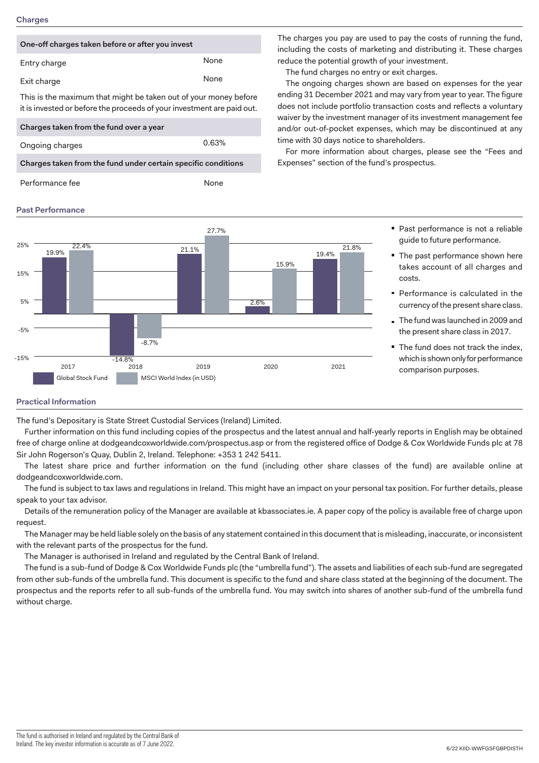## Charges

| One-off charges taken before or after you invest | |
|---|---|
| Entry charge | None |
| Exit charge | None |

This is the maximum that might be taken out of your money before it is invested or before the proceeds of your investment are paid out.

| Charges taken from the fund over a year | |
|---|---|
| Ongoing charges | 0.63% |

| Charges taken from the fund under certain specific conditions | |
|---|---|
| Performance fee | None |

The charges you pay are used to pay the costs of running the fund, including the costs of marketing and distributing it. These charges reduce the potential growth of your investment.

The fund charges no entry or exit charges.

The ongoing charges shown are based on expenses for the year ending 31 December 2021 and may vary from year to year. The figure does not include portfolio transaction costs and reflects a voluntary waiver by the investment manager of its investment management fee and/or out-of-pocket expenses, which may be discontinued at any time with 30 days notice to shareholders.

For more information about charges, please see the "Fees and Expenses" section of the fund's prospectus.

## Past Performance

25%
15%
5%
-5%
-15%

2017: 19.9% 22.4%
2018: -14.8% -8.7%
2019: 21.1% 27.7%
2020: 2.6% 15.9%
2021: 19.4% 21.8%

Global Stock Fund
MSCI World Index (in USD)

- Past performance is not a reliable guide to future performance.
- The past performance shown here takes account of all charges and costs.
- Performance is calculated in the currency of the present share class.
- The fund was launched in 2009 and the present share class in 2017.
- The fund does not track the index, which is shown only for performance comparison purposes.

## Practical Information

The fund's Depositary is State Street Custodial Services (Ireland) Limited.

Further information on this fund including copies of the prospectus and the latest annual and half-yearly reports in English may be obtained free of charge online at dodgeandcoxworldwide.com/prospectus.asp or from the registered office of Dodge & Cox Worldwide Funds plc at 78 Sir John Rogerson's Quay, Dublin 2, Ireland. Telephone: +353 1 242 5411.

The latest share price and further information on the fund (including other share classes of the fund) are available online at dodgeandcoxworldwide.com.

The fund is subject to tax laws and regulations in Ireland. This might have an impact on your personal tax position. For further details, please speak to your tax advisor.

Details of the remuneration policy of the Manager are available at kbassociates.ie. A paper copy of the policy is available free of charge upon request.

The Manager may be held liable solely on the basis of any statement contained in this document that is misleading, inaccurate, or inconsistent with the relevant parts of the prospectus for the fund.

The Manager is authorised in Ireland and regulated by the Central Bank of Ireland.

The fund is a sub-fund of Dodge & Cox Worldwide Funds plc (the "umbrella fund"). The assets and liabilities of each sub-fund are segregated from other sub-funds of the umbrella fund. This document is specific to the fund and share class stated at the beginning of the document. The prospectus and the reports refer to all sub-funds of the umbrella fund. You may switch into shares of another sub-fund of the umbrella fund without charge.

The fund is authorised in Ireland and regulated by the Central Bank of Ireland. The key investor information is accurate as of 7 June 2022.

6/22 KIID-WWFGSFGBPDISTH